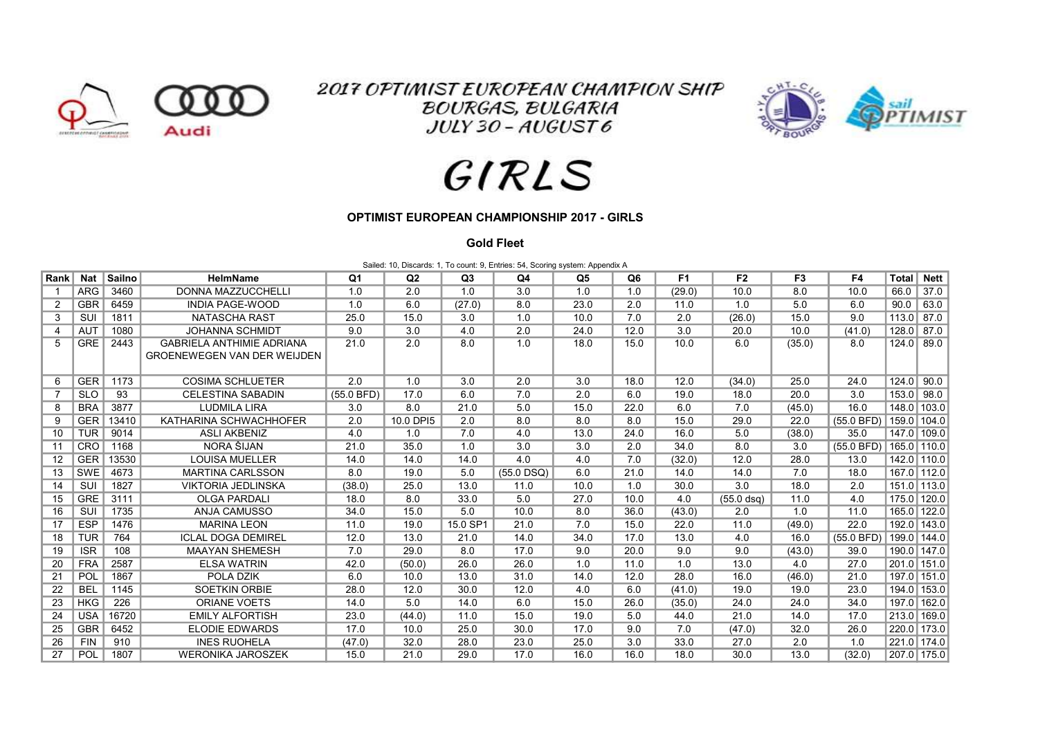# 2017 OPTIMIST EUROPEAN CHAMPION SHIP
## BOURGAS, BULGARIA
## JULY 30 – AUGUST 6

# GIRLS

**OPTIMIST EUROPEAN CHAMPIONSHIP 2017 - GIRLS**

**Gold Fleet**

Sailed: 10, Discards: 1, To count: 9, Entries: 54, Scoring system: Appendix A

| Rank | Nat | Sailno | HelmName | Q1 | Q2 | Q3 | Q4 | Q5 | Q6 | F1 | F2 | F3 | F4 | Total | Nett |
|---|---|---|---|---|---|---|---|---|---|---|---|---|---|---|---|
| 1 | ARG | 3460 | DONNA MAZZUCCHELLI | 1.0 | 2.0 | 1.0 | 3.0 | 1.0 | 1.0 | (29.0) | 10.0 | 8.0 | 10.0 | 66.0 | 37.0 |
| 2 | GBR | 6459 | INDIA PAGE-WOOD | 1.0 | 6.0 | (27.0) | 8.0 | 23.0 | 2.0 | 11.0 | 1.0 | 5.0 | 6.0 | 90.0 | 63.0 |
| 3 | SUI | 1811 | NATASCHA RAST | 25.0 | 15.0 | 3.0 | 1.0 | 10.0 | 7.0 | 2.0 | (26.0) | 15.0 | 9.0 | 113.0 | 87.0 |
| 4 | AUT | 1080 | JOHANNA SCHMIDT | 9.0 | 3.0 | 4.0 | 2.0 | 24.0 | 12.0 | 3.0 | 20.0 | 10.0 | (41.0) | 128.0 | 87.0 |
| 5 | GRE | 2443 | GABRIELA ANTHIMIE ADRIANA GROENEWEGEN VAN DER WEIJDEN | 21.0 | 2.0 | 8.0 | 1.0 | 18.0 | 15.0 | 10.0 | 6.0 | (35.0) | 8.0 | 124.0 | 89.0 |
| 6 | GER | 1173 | COSIMA SCHLUETER | 2.0 | 1.0 | 3.0 | 2.0 | 3.0 | 18.0 | 12.0 | (34.0) | 25.0 | 24.0 | 124.0 | 90.0 |
| 7 | SLO | 93 | CELESTINA SABADIN | (55.0 BFD) | 17.0 | 6.0 | 7.0 | 2.0 | 6.0 | 19.0 | 18.0 | 20.0 | 3.0 | 153.0 | 98.0 |
| 8 | BRA | 3877 | LUDMILA LIRA | 3.0 | 8.0 | 21.0 | 5.0 | 15.0 | 22.0 | 6.0 | 7.0 | (45.0) | 16.0 | 148.0 | 103.0 |
| 9 | GER | 13410 | KATHARINA SCHWACHHOFER | 2.0 | 10.0 DPI5 | 2.0 | 8.0 | 8.0 | 8.0 | 15.0 | 29.0 | 22.0 | (55.0 BFD) | 159.0 | 104.0 |
| 10 | TUR | 9014 | ASLI AKBENIZ | 4.0 | 1.0 | 7.0 | 4.0 | 13.0 | 24.0 | 16.0 | 5.0 | (38.0) | 35.0 | 147.0 | 109.0 |
| 11 | CRO | 1168 | NORA ŠIJAN | 21.0 | 35.0 | 1.0 | 3.0 | 3.0 | 2.0 | 34.0 | 8.0 | 3.0 | (55.0 BFD) | 165.0 | 110.0 |
| 12 | GER | 13530 | LOUISA MUELLER | 14.0 | 14.0 | 14.0 | 4.0 | 4.0 | 7.0 | (32.0) | 12.0 | 28.0 | 13.0 | 142.0 | 110.0 |
| 13 | SWE | 4673 | MARTINA CARLSSON | 8.0 | 19.0 | 5.0 | (55.0 DSQ) | 6.0 | 21.0 | 14.0 | 14.0 | 7.0 | 18.0 | 167.0 | 112.0 |
| 14 | SUI | 1827 | VIKTORIA JEDLINSKA | (38.0) | 25.0 | 13.0 | 11.0 | 10.0 | 1.0 | 30.0 | 3.0 | 18.0 | 2.0 | 151.0 | 113.0 |
| 15 | GRE | 3111 | OLGA PARDALI | 18.0 | 8.0 | 33.0 | 5.0 | 27.0 | 10.0 | 4.0 | (55.0 dsq) | 11.0 | 4.0 | 175.0 | 120.0 |
| 16 | SUI | 1735 | ANJA CAMUSSO | 34.0 | 15.0 | 5.0 | 10.0 | 8.0 | 36.0 | (43.0) | 2.0 | 1.0 | 11.0 | 165.0 | 122.0 |
| 17 | ESP | 1476 | MARINA LEON | 11.0 | 19.0 | 15.0 SP1 | 21.0 | 7.0 | 15.0 | 22.0 | 11.0 | (49.0) | 22.0 | 192.0 | 143.0 |
| 18 | TUR | 764 | ICLAL DOGA DEMIREL | 12.0 | 13.0 | 21.0 | 14.0 | 34.0 | 17.0 | 13.0 | 4.0 | 16.0 | (55.0 BFD) | 199.0 | 144.0 |
| 19 | ISR | 108 | MAAYAN SHEMESH | 7.0 | 29.0 | 8.0 | 17.0 | 9.0 | 20.0 | 9.0 | 9.0 | (43.0) | 39.0 | 190.0 | 147.0 |
| 20 | FRA | 2587 | ELSA WATRIN | 42.0 | (50.0) | 26.0 | 26.0 | 1.0 | 11.0 | 1.0 | 13.0 | 4.0 | 27.0 | 201.0 | 151.0 |
| 21 | POL | 1867 | POLA DZIK | 6.0 | 10.0 | 13.0 | 31.0 | 14.0 | 12.0 | 28.0 | 16.0 | (46.0) | 21.0 | 197.0 | 151.0 |
| 22 | BEL | 1145 | SOETKIN ORBIE | 28.0 | 12.0 | 30.0 | 12.0 | 4.0 | 6.0 | (41.0) | 19.0 | 19.0 | 23.0 | 194.0 | 153.0 |
| 23 | HKG | 226 | ORIANE VOETS | 14.0 | 5.0 | 14.0 | 6.0 | 15.0 | 26.0 | (35.0) | 24.0 | 24.0 | 34.0 | 197.0 | 162.0 |
| 24 | USA | 16720 | EMILY ALFORTISH | 23.0 | (44.0) | 11.0 | 15.0 | 19.0 | 5.0 | 44.0 | 21.0 | 14.0 | 17.0 | 213.0 | 169.0 |
| 25 | GBR | 6452 | ELODIE EDWARDS | 17.0 | 10.0 | 25.0 | 30.0 | 17.0 | 9.0 | 7.0 | (47.0) | 32.0 | 26.0 | 220.0 | 173.0 |
| 26 | FIN | 910 | INES RUOHELA | (47.0) | 32.0 | 28.0 | 23.0 | 25.0 | 3.0 | 33.0 | 27.0 | 2.0 | 1.0 | 221.0 | 174.0 |
| 27 | POL | 1807 | WERONIKA JAROSZEK | 15.0 | 21.0 | 29.0 | 17.0 | 16.0 | 16.0 | 18.0 | 30.0 | 13.0 | (32.0) | 207.0 | 175.0 |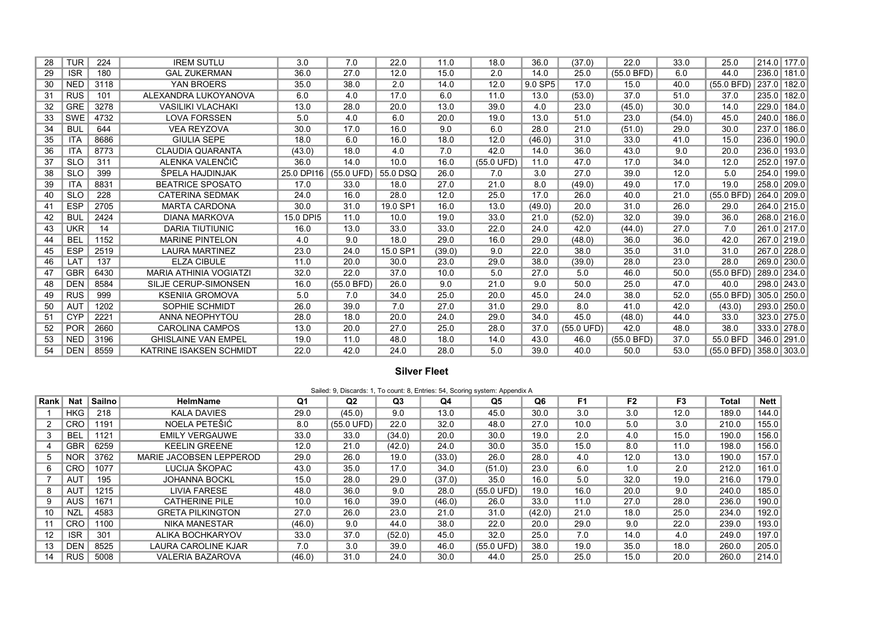| 28 | TUR | 224 | IREM SUTLU | 3.0 | 7.0 | 22.0 | 11.0 | 18.0 | 36.0 | (37.0) | 22.0 | 33.0 | 25.0 | 214.0 | 177.0 |
|---|---|---|---|---|---|---|---|---|---|---|---|---|---|---|---|
| 29 | ISR | 180 | GAL ZUKERMAN | 36.0 | 27.0 | 12.0 | 15.0 | 2.0 | 14.0 | 25.0 | (55.0 BFD) | 6.0 | 44.0 | 236.0 | 181.0 |
| 30 | NED | 3118 | YAN BROERS | 35.0 | 38.0 | 2.0 | 14.0 | 12.0 | 9.0 SP5 | 17.0 | 15.0 | 40.0 | (55.0 BFD) | 237.0 | 182.0 |
| 31 | RUS | 101 | ALEXANDRA LUKOYANOVA | 6.0 | 4.0 | 17.0 | 6.0 | 11.0 | 13.0 | (53.0) | 37.0 | 51.0 | 37.0 | 235.0 | 182.0 |
| 32 | GRE | 3278 | VASILIKI VLACHAKI | 13.0 | 28.0 | 20.0 | 13.0 | 39.0 | 4.0 | 23.0 | (45.0) | 30.0 | 14.0 | 229.0 | 184.0 |
| 33 | SWE | 4732 | LOVA FORSSEN | 5.0 | 4.0 | 6.0 | 20.0 | 19.0 | 13.0 | 51.0 | 23.0 | (54.0) | 45.0 | 240.0 | 186.0 |
| 34 | BUL | 644 | VEA REYZOVA | 30.0 | 17.0 | 16.0 | 9.0 | 6.0 | 28.0 | 21.0 | (51.0) | 29.0 | 30.0 | 237.0 | 186.0 |
| 35 | ITA | 8686 | GIULIA SEPE | 18.0 | 6.0 | 16.0 | 18.0 | 12.0 | (46.0) | 31.0 | 33.0 | 41.0 | 15.0 | 236.0 | 190.0 |
| 36 | ITA | 8773 | CLAUDIA QUARANTA | (43.0) | 18.0 | 4.0 | 7.0 | 42.0 | 14.0 | 36.0 | 43.0 | 9.0 | 20.0 | 236.0 | 193.0 |
| 37 | SLO | 311 | ALENKA VALENČIČ | 36.0 | 14.0 | 10.0 | 16.0 | (55.0 UFD) | 11.0 | 47.0 | 17.0 | 34.0 | 12.0 | 252.0 | 197.0 |
| 38 | SLO | 399 | ŠPELA HAJDINJAK | 25.0 DPI16 | (55.0 UFD) | 55.0 DSQ | 26.0 | 7.0 | 3.0 | 27.0 | 39.0 | 12.0 | 5.0 | 254.0 | 199.0 |
| 39 | ITA | 8831 | BEATRICE SPOSATO | 17.0 | 33.0 | 18.0 | 27.0 | 21.0 | 8.0 | (49.0) | 49.0 | 17.0 | 19.0 | 258.0 | 209.0 |
| 40 | SLO | 228 | CATERINA SEDMAK | 24.0 | 16.0 | 28.0 | 12.0 | 25.0 | 17.0 | 26.0 | 40.0 | 21.0 | (55.0 BFD) | 264.0 | 209.0 |
| 41 | ESP | 2705 | MARTA CARDONA | 30.0 | 31.0 | 19.0 SP1 | 16.0 | 13.0 | (49.0) | 20.0 | 31.0 | 26.0 | 29.0 | 264.0 | 215.0 |
| 42 | BUL | 2424 | DIANA MARKOVA | 15.0 DPI5 | 11.0 | 10.0 | 19.0 | 33.0 | 21.0 | (52.0) | 32.0 | 39.0 | 36.0 | 268.0 | 216.0 |
| 43 | UKR | 14 | DARIA TIUTIUNIC | 16.0 | 13.0 | 33.0 | 33.0 | 22.0 | 24.0 | 42.0 | (44.0) | 27.0 | 7.0 | 261.0 | 217.0 |
| 44 | BEL | 1152 | MARINE PINTELON | 4.0 | 9.0 | 18.0 | 29.0 | 16.0 | 29.0 | (48.0) | 36.0 | 36.0 | 42.0 | 267.0 | 219.0 |
| 45 | ESP | 2519 | LAURA MARTINEZ | 23.0 | 24.0 | 15.0 SP1 | (39.0) | 9.0 | 22.0 | 38.0 | 35.0 | 31.0 | 31.0 | 267.0 | 228.0 |
| 46 | LAT | 137 | ELZA CIBULE | 11.0 | 20.0 | 30.0 | 23.0 | 29.0 | 38.0 | (39.0) | 28.0 | 23.0 | 28.0 | 269.0 | 230.0 |
| 47 | GBR | 6430 | MARIA ATHINIA VOGIATZI | 32.0 | 22.0 | 37.0 | 10.0 | 5.0 | 27.0 | 5.0 | 46.0 | 50.0 | (55.0 BFD) | 289.0 | 234.0 |
| 48 | DEN | 8584 | SILJE CERUP-SIMONSEN | 16.0 | (55.0 BFD) | 26.0 | 9.0 | 21.0 | 9.0 | 50.0 | 25.0 | 47.0 | 40.0 | 298.0 | 243.0 |
| 49 | RUS | 999 | KSENIIA GROMOVA | 5.0 | 7.0 | 34.0 | 25.0 | 20.0 | 45.0 | 24.0 | 38.0 | 52.0 | (55.0 BFD) | 305.0 | 250.0 |
| 50 | AUT | 1202 | SOPHIE SCHMIDT | 26.0 | 39.0 | 7.0 | 27.0 | 31.0 | 29.0 | 8.0 | 41.0 | 42.0 | (43.0) | 293.0 | 250.0 |
| 51 | CYP | 2221 | ANNA NEOPHYTOU | 28.0 | 18.0 | 20.0 | 24.0 | 29.0 | 34.0 | 45.0 | (48.0) | 44.0 | 33.0 | 323.0 | 275.0 |
| 52 | POR | 2660 | CAROLINA CAMPOS | 13.0 | 20.0 | 27.0 | 25.0 | 28.0 | 37.0 | (55.0 UFD) | 42.0 | 48.0 | 38.0 | 333.0 | 278.0 |
| 53 | NED | 3196 | GHISLAINE VAN EMPEL | 19.0 | 11.0 | 48.0 | 18.0 | 14.0 | 43.0 | 46.0 | (55.0 BFD) | 37.0 | 55.0 BFD | 346.0 | 291.0 |
| 54 | DEN | 8559 | KATRINE ISAKSEN SCHMIDT | 22.0 | 42.0 | 24.0 | 28.0 | 5.0 | 39.0 | 40.0 | 50.0 | 53.0 | (55.0 BFD) | 358.0 | 303.0 |

## Silver Fleet

Sailed: 9, Discards: 1, To count: 8, Entries: 54, Scoring system: Appendix A

| Rank | Nat | Sailno | HelmName | Q1 | Q2 | Q3 | Q4 | Q5 | Q6 | F1 | F2 | F3 | Total | Nett |
|---|---|---|---|---|---|---|---|---|---|---|---|---|---|---|
| 1 | HKG | 218 | KALA DAVIES | 29.0 | (45.0) | 9.0 | 13.0 | 45.0 | 30.0 | 3.0 | 3.0 | 12.0 | 189.0 | 144.0 |
| 2 | CRO | 1191 | NOELA PETEŠIĆ | 8.0 | (55.0 UFD) | 22.0 | 32.0 | 48.0 | 27.0 | 10.0 | 5.0 | 3.0 | 210.0 | 155.0 |
| 3 | BEL | 1121 | EMILY VERGAUWE | 33.0 | 33.0 | (34.0) | 20.0 | 30.0 | 19.0 | 2.0 | 4.0 | 15.0 | 190.0 | 156.0 |
| 4 | GBR | 6259 | KEELIN GREENE | 12.0 | 21.0 | (42.0) | 24.0 | 30.0 | 35.0 | 15.0 | 8.0 | 11.0 | 198.0 | 156.0 |
| 5 | NOR | 3762 | MARIE JACOBSEN LEPPEROD | 29.0 | 26.0 | 19.0 | (33.0) | 26.0 | 28.0 | 4.0 | 12.0 | 13.0 | 190.0 | 157.0 |
| 6 | CRO | 1077 | LUCIJA ŠKOPAC | 43.0 | 35.0 | 17.0 | 34.0 | (51.0) | 23.0 | 6.0 | 1.0 | 2.0 | 212.0 | 161.0 |
| 7 | AUT | 195 | JOHANNA BOCKL | 15.0 | 28.0 | 29.0 | (37.0) | 35.0 | 16.0 | 5.0 | 32.0 | 19.0 | 216.0 | 179.0 |
| 8 | AUT | 1215 | LIVIA FARESE | 48.0 | 36.0 | 9.0 | 28.0 | (55.0 UFD) | 19.0 | 16.0 | 20.0 | 9.0 | 240.0 | 185.0 |
| 9 | AUS | 1671 | CATHERINE PILE | 10.0 | 16.0 | 39.0 | (46.0) | 26.0 | 33.0 | 11.0 | 27.0 | 28.0 | 236.0 | 190.0 |
| 10 | NZL | 4583 | GRETA PILKINGTON | 27.0 | 26.0 | 23.0 | 21.0 | 31.0 | (42.0) | 21.0 | 18.0 | 25.0 | 234.0 | 192.0 |
| 11 | CRO | 1100 | NIKA MANESTAR | (46.0) | 9.0 | 44.0 | 38.0 | 22.0 | 20.0 | 29.0 | 9.0 | 22.0 | 239.0 | 193.0 |
| 12 | ISR | 301 | ALIKA BOCHKARYOV | 33.0 | 37.0 | (52.0) | 45.0 | 32.0 | 25.0 | 7.0 | 14.0 | 4.0 | 249.0 | 197.0 |
| 13 | DEN | 8525 | LAURA CAROLINE KJAR | 7.0 | 3.0 | 39.0 | 46.0 | (55.0 UFD) | 38.0 | 19.0 | 35.0 | 18.0 | 260.0 | 205.0 |
| 14 | RUS | 5008 | VALERIA BAZAROVA | (46.0) | 31.0 | 24.0 | 30.0 | 44.0 | 25.0 | 25.0 | 15.0 | 20.0 | 260.0 | 214.0 |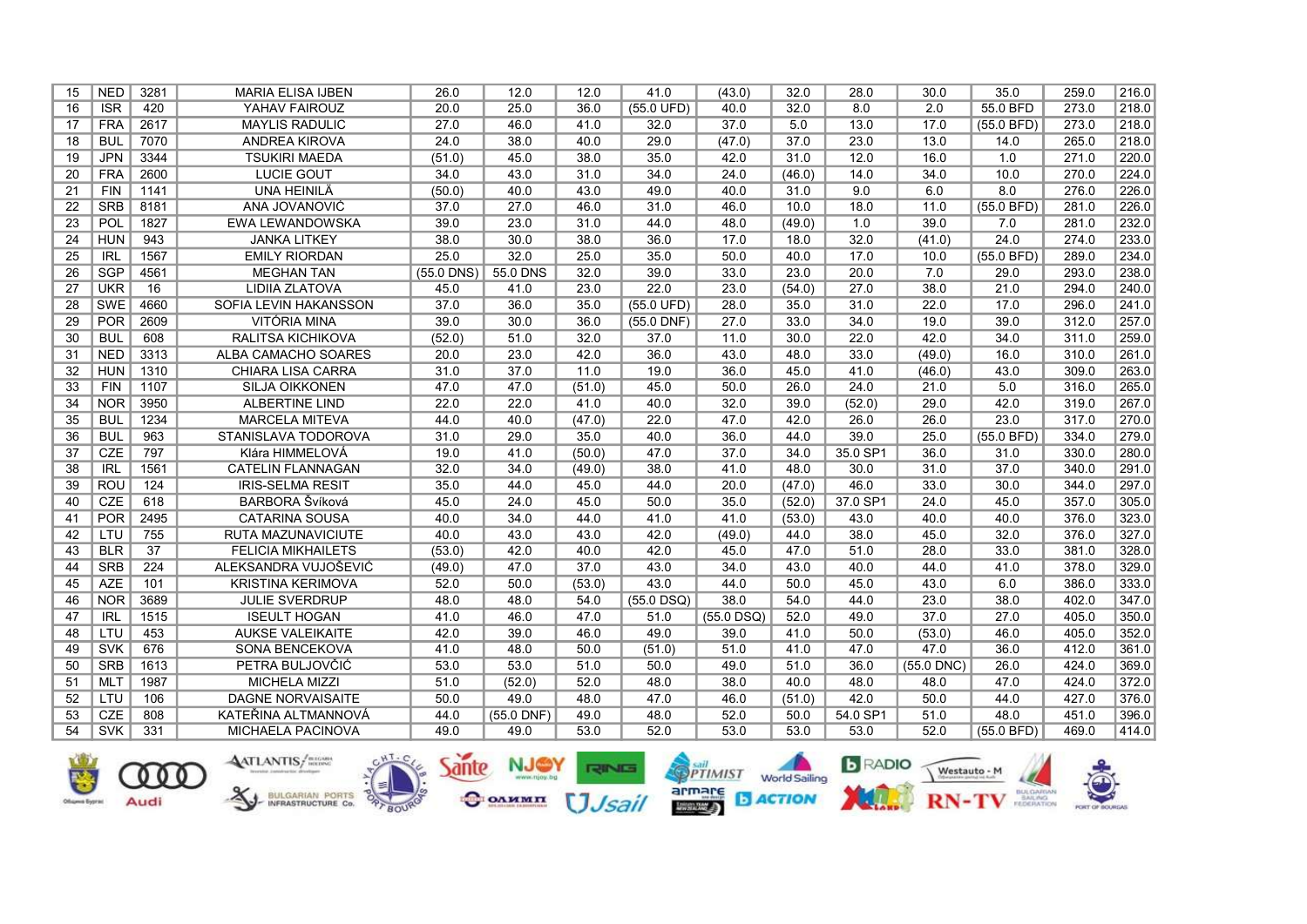| | | | | | | | | | | | | | | | |
|---|---|---|---|---|---|---|---|---|---|---|---|---|---|---|---|
| 15 | NED | 3281 | MARIA ELISA IJBEN | 26.0 | 12.0 | 12.0 | 41.0 | (43.0) | 32.0 | 28.0 | 30.0 | 35.0 | 259.0 | 216.0 |
| 16 | ISR | 420 | YAHAV FAIROUZ | 20.0 | 25.0 | 36.0 | (55.0 UFD) | 40.0 | 32.0 | 8.0 | 2.0 | 55.0 BFD | 273.0 | 218.0 |
| 17 | FRA | 2617 | MAYLIS RADULIC | 27.0 | 46.0 | 41.0 | 32.0 | 37.0 | 5.0 | 13.0 | 17.0 | (55.0 BFD) | 273.0 | 218.0 |
| 18 | BUL | 7070 | ANDREA KIROVA | 24.0 | 38.0 | 40.0 | 29.0 | (47.0) | 37.0 | 23.0 | 13.0 | 14.0 | 265.0 | 218.0 |
| 19 | JPN | 3344 | TSUKIRI MAEDA | (51.0) | 45.0 | 38.0 | 35.0 | 42.0 | 31.0 | 12.0 | 16.0 | 1.0 | 271.0 | 220.0 |
| 20 | FRA | 2600 | LUCIE GOUT | 34.0 | 43.0 | 31.0 | 34.0 | 24.0 | (46.0) | 14.0 | 34.0 | 10.0 | 270.0 | 224.0 |
| 21 | FIN | 1141 | UNA HEINILÄ | (50.0) | 40.0 | 43.0 | 49.0 | 40.0 | 31.0 | 9.0 | 6.0 | 8.0 | 276.0 | 226.0 |
| 22 | SRB | 8181 | ANA JOVANOVIĆ | 37.0 | 27.0 | 46.0 | 31.0 | 46.0 | 10.0 | 18.0 | 11.0 | (55.0 BFD) | 281.0 | 226.0 |
| 23 | POL | 1827 | EWA LEWANDOWSKA | 39.0 | 23.0 | 31.0 | 44.0 | 48.0 | (49.0) | 1.0 | 39.0 | 7.0 | 281.0 | 232.0 |
| 24 | HUN | 943 | JANKA LITKEY | 38.0 | 30.0 | 38.0 | 36.0 | 17.0 | 18.0 | 32.0 | (41.0) | 24.0 | 274.0 | 233.0 |
| 25 | IRL | 1567 | EMILY RIORDAN | 25.0 | 32.0 | 25.0 | 35.0 | 50.0 | 40.0 | 17.0 | 10.0 | (55.0 BFD) | 289.0 | 234.0 |
| 26 | SGP | 4561 | MEGHAN TAN | (55.0 DNS) | 55.0 DNS | 32.0 | 39.0 | 33.0 | 23.0 | 20.0 | 7.0 | 29.0 | 293.0 | 238.0 |
| 27 | UKR | 16 | LIDIIA ZLATOVA | 45.0 | 41.0 | 23.0 | 22.0 | 23.0 | (54.0) | 27.0 | 38.0 | 21.0 | 294.0 | 240.0 |
| 28 | SWE | 4660 | SOFIA LEVIN HAKANSSON | 37.0 | 36.0 | 35.0 | (55.0 UFD) | 28.0 | 35.0 | 31.0 | 22.0 | 17.0 | 296.0 | 241.0 |
| 29 | POR | 2609 | VITÓRIA MINA | 39.0 | 30.0 | 36.0 | (55.0 DNF) | 27.0 | 33.0 | 34.0 | 19.0 | 39.0 | 312.0 | 257.0 |
| 30 | BUL | 608 | RALITSA KICHIKOVA | (52.0) | 51.0 | 32.0 | 37.0 | 11.0 | 30.0 | 22.0 | 42.0 | 34.0 | 311.0 | 259.0 |
| 31 | NED | 3313 | ALBA CAMACHO SOARES | 20.0 | 23.0 | 42.0 | 36.0 | 43.0 | 48.0 | 33.0 | (49.0) | 16.0 | 310.0 | 261.0 |
| 32 | HUN | 1310 | CHIARA LISA CARRA | 31.0 | 37.0 | 11.0 | 19.0 | 36.0 | 45.0 | 41.0 | (46.0) | 43.0 | 309.0 | 263.0 |
| 33 | FIN | 1107 | SILJA OIKKONEN | 47.0 | 47.0 | (51.0) | 45.0 | 50.0 | 26.0 | 24.0 | 21.0 | 5.0 | 316.0 | 265.0 |
| 34 | NOR | 3950 | ALBERTINE LIND | 22.0 | 22.0 | 41.0 | 40.0 | 32.0 | 39.0 | (52.0) | 29.0 | 42.0 | 319.0 | 267.0 |
| 35 | BUL | 1234 | MARCELA MITEVA | 44.0 | 40.0 | (47.0) | 22.0 | 47.0 | 42.0 | 26.0 | 26.0 | 23.0 | 317.0 | 270.0 |
| 36 | BUL | 963 | STANISLAVA TODOROVA | 31.0 | 29.0 | 35.0 | 40.0 | 36.0 | 44.0 | 39.0 | 25.0 | (55.0 BFD) | 334.0 | 279.0 |
| 37 | CZE | 797 | Klára HIMMELOVÁ | 19.0 | 41.0 | (50.0) | 47.0 | 37.0 | 34.0 | 35.0 SP1 | 36.0 | 31.0 | 330.0 | 280.0 |
| 38 | IRL | 1561 | CATELIN FLANNAGAN | 32.0 | 34.0 | (49.0) | 38.0 | 41.0 | 48.0 | 30.0 | 31.0 | 37.0 | 340.0 | 291.0 |
| 39 | ROU | 124 | IRIS-SELMA RESIT | 35.0 | 44.0 | 45.0 | 44.0 | 20.0 | (47.0) | 46.0 | 33.0 | 30.0 | 344.0 | 297.0 |
| 40 | CZE | 618 | BARBORA Švíková | 45.0 | 24.0 | 45.0 | 50.0 | 35.0 | (52.0) | 37.0 SP1 | 24.0 | 45.0 | 357.0 | 305.0 |
| 41 | POR | 2495 | CATARINA SOUSA | 40.0 | 34.0 | 44.0 | 41.0 | 41.0 | (53.0) | 43.0 | 40.0 | 40.0 | 376.0 | 323.0 |
| 42 | LTU | 755 | RUTA MAZUNAVICIUTE | 40.0 | 43.0 | 43.0 | 42.0 | (49.0) | 44.0 | 38.0 | 45.0 | 32.0 | 376.0 | 327.0 |
| 43 | BLR | 37 | FELICIA MIKHAILETS | (53.0) | 42.0 | 40.0 | 42.0 | 45.0 | 47.0 | 51.0 | 28.0 | 33.0 | 381.0 | 328.0 |
| 44 | SRB | 224 | ALEKSANDRA VUJOŠEVIĆ | (49.0) | 47.0 | 37.0 | 43.0 | 34.0 | 43.0 | 40.0 | 44.0 | 41.0 | 378.0 | 329.0 |
| 45 | AZE | 101 | KRISTINA KERIMOVA | 52.0 | 50.0 | (53.0) | 43.0 | 44.0 | 50.0 | 45.0 | 43.0 | 6.0 | 386.0 | 333.0 |
| 46 | NOR | 3689 | JULIE SVERDRUP | 48.0 | 48.0 | 54.0 | (55.0 DSQ) | 38.0 | 54.0 | 44.0 | 23.0 | 38.0 | 402.0 | 347.0 |
| 47 | IRL | 1515 | ISEULT HOGAN | 41.0 | 46.0 | 47.0 | 51.0 | (55.0 DSQ) | 52.0 | 49.0 | 37.0 | 27.0 | 405.0 | 350.0 |
| 48 | LTU | 453 | AUKSE VALEIKAITE | 42.0 | 39.0 | 46.0 | 49.0 | 39.0 | 41.0 | 50.0 | (53.0) | 46.0 | 405.0 | 352.0 |
| 49 | SVK | 676 | SONA BENCEKOVA | 41.0 | 48.0 | 50.0 | (51.0) | 51.0 | 41.0 | 47.0 | 47.0 | 36.0 | 412.0 | 361.0 |
| 50 | SRB | 1613 | PETRA BULJOVČIĆ | 53.0 | 53.0 | 51.0 | 50.0 | 49.0 | 51.0 | 36.0 | (55.0 DNC) | 26.0 | 424.0 | 369.0 |
| 51 | MLT | 1987 | MICHELA MIZZI | 51.0 | (52.0) | 52.0 | 48.0 | 38.0 | 40.0 | 48.0 | 48.0 | 47.0 | 424.0 | 372.0 |
| 52 | LTU | 106 | DAGNE NORVAISAITE | 50.0 | 49.0 | 48.0 | 47.0 | 46.0 | (51.0) | 42.0 | 50.0 | 44.0 | 427.0 | 376.0 |
| 53 | CZE | 808 | KATEŘINA ALTMANNOVÁ | 44.0 | (55.0 DNF) | 49.0 | 48.0 | 52.0 | 50.0 | 54.0 SP1 | 51.0 | 48.0 | 451.0 | 396.0 |
| 54 | SVK | 331 | MICHAELA PACINOVA | 49.0 | 49.0 | 53.0 | 52.0 | 53.0 | 53.0 | 53.0 | 52.0 | (55.0 BFD) | 469.0 | 414.0 |